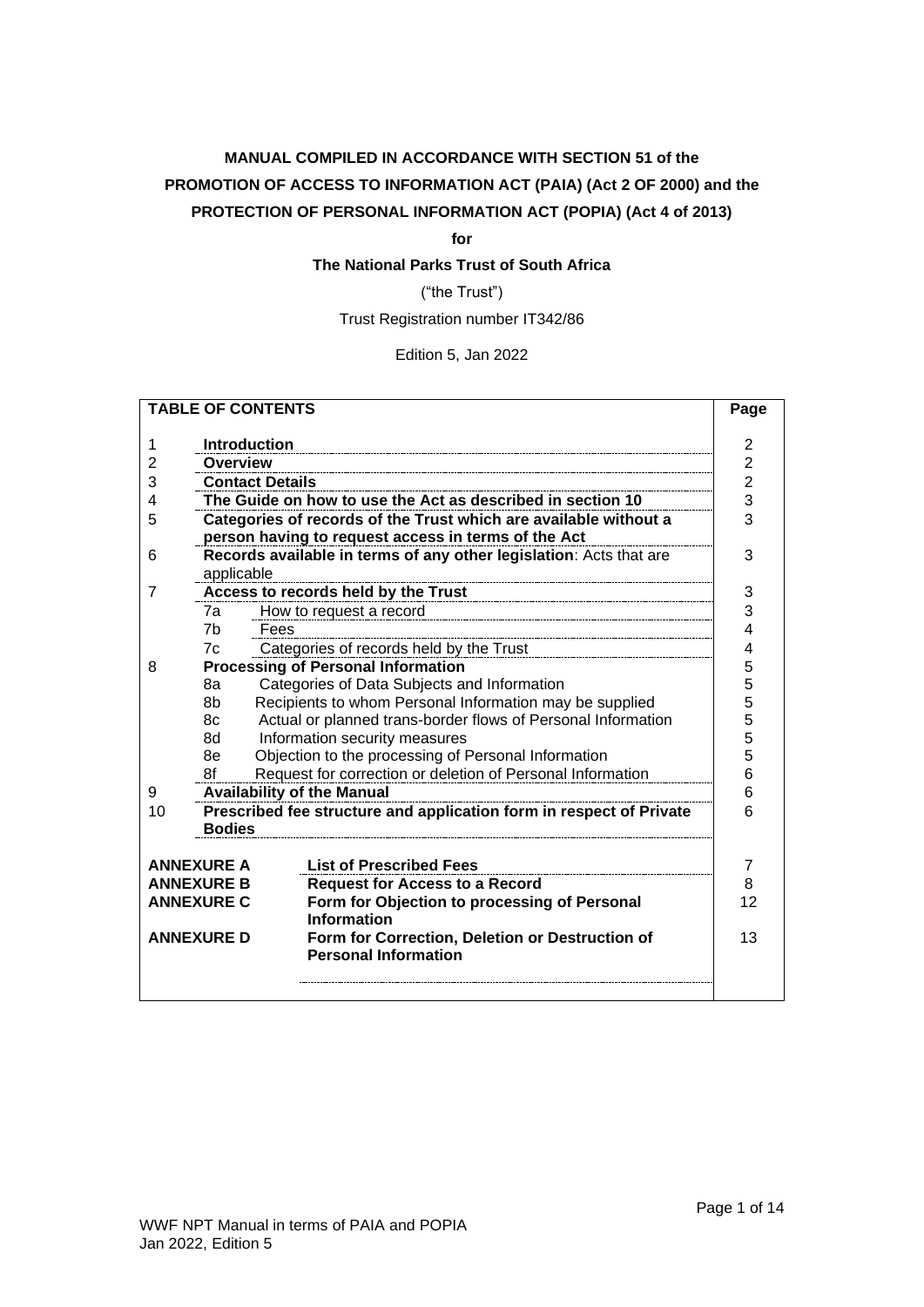**MANUAL COMPILED IN ACCORDANCE WITH SECTION 51 of the PROMOTION OF ACCESS TO INFORMATION ACT (PAIA) (Act 2 OF 2000) and the PROTECTION OF PERSONAL INFORMATION ACT (POPIA) (Act 4 of 2013)**

**for**

**The National Parks Trust of South Africa**

("the Trust")

Trust Registration number IT342/86

Edition 5, Jan 2022

| **TABLE OF CONTENTS** | | | **Page** |
|---|---|---|---|
| 1 | **Introduction** | | 2 |
| 2 | **Overview** | | 2 |
| 3 | **Contact Details** | | 2 |
| 4 | **The Guide on how to use the Act as described in section 10** | | 3 |
| 5 | **Categories of records of the Trust which are available without a person having to request access in terms of the Act** | | 3 |
| 6 | **Records available in terms of any other legislation**: Acts that are applicable | | 3 |
| 7 | **Access to records held by the Trust** | | 3 |
| | 7a | How to request a record | 3 |
| | 7b | Fees | 4 |
| | 7c | Categories of records held by the Trust | 4 |
| 8 | **Processing of Personal Information** | | 5 |
| | 8a | Categories of Data Subjects and Information | 5 |
| | 8b | Recipients to whom Personal Information may be supplied | 5 |
| | 8c | Actual or planned trans-border flows of Personal Information | 5 |
| | 8d | Information security measures | 5 |
| | 8e | Objection to the processing of Personal Information | 5 |
| | 8f | Request for correction or deletion of Personal Information | 6 |
| 9 | **Availability of the Manual** | | 6 |
| 10 | **Prescribed fee structure and application form in respect of Private Bodies** | | 6 |
| **ANNEXURE A** | | **List of Prescribed Fees** | 7 |
| **ANNEXURE B** | | **Request for Access to a Record** | 8 |
| **ANNEXURE C** | | **Form for Objection to processing of Personal Information** | 12 |
| **ANNEXURE D** | | **Form for Correction, Deletion or Destruction of Personal Information** | 13 |

WWF NPT Manual in terms of PAIA and POPIA
Jan 2022, Edition 5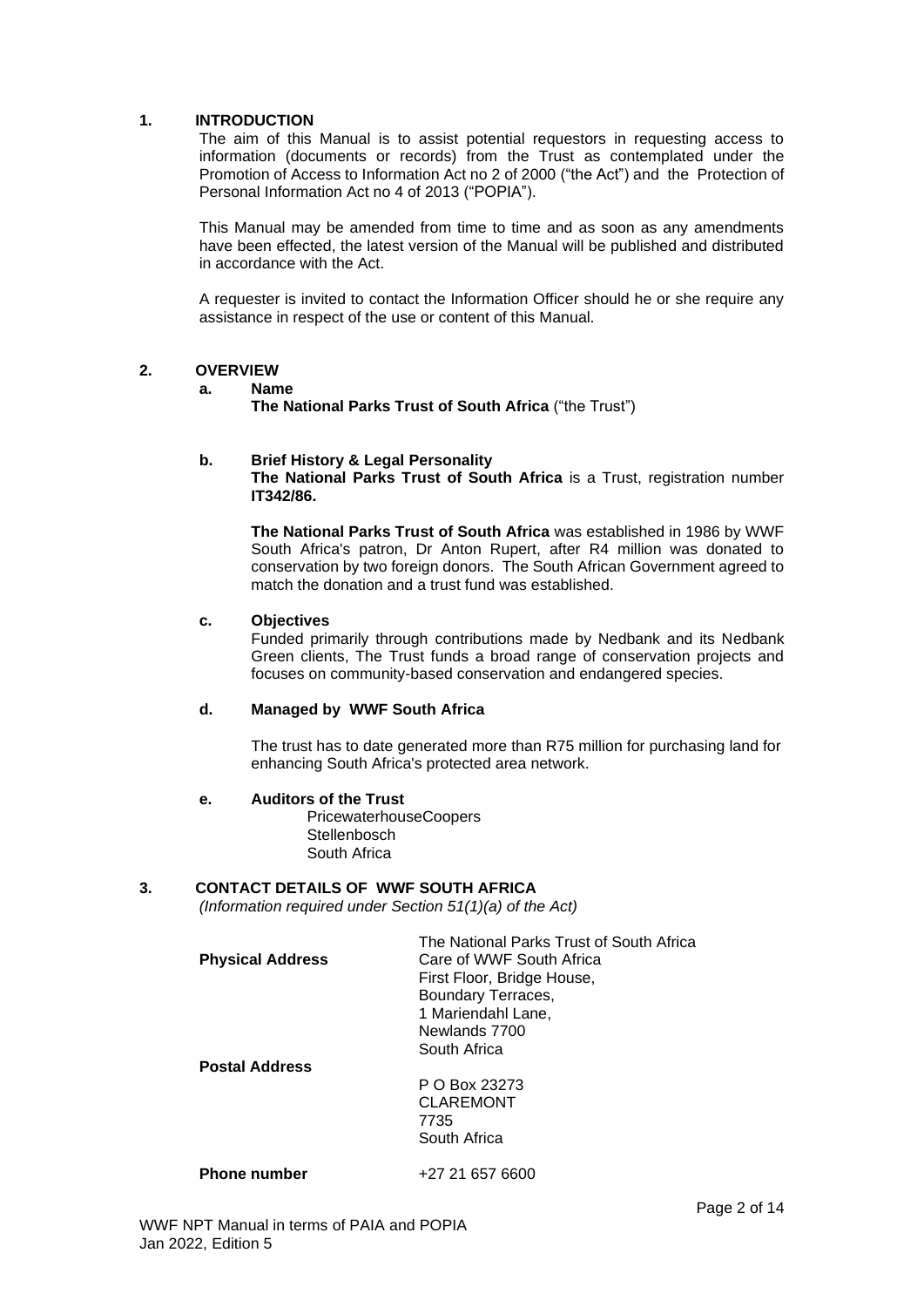## 1. INTRODUCTION

The aim of this Manual is to assist potential requestors in requesting access to information (documents or records) from the Trust as contemplated under the Promotion of Access to Information Act no 2 of 2000 ("the Act") and the Protection of Personal Information Act no 4 of 2013 ("POPIA").

This Manual may be amended from time to time and as soon as any amendments have been effected, the latest version of the Manual will be published and distributed in accordance with the Act.

A requester is invited to contact the Information Officer should he or she require any assistance in respect of the use or content of this Manual.

## 2. OVERVIEW

### a. Name

**The National Parks Trust of South Africa** ("the Trust")

### b. Brief History & Legal Personality

**The National Parks Trust of South Africa** is a Trust, registration number **IT342/86.**

**The National Parks Trust of South Africa** was established in 1986 by WWF South Africa's patron, Dr Anton Rupert, after R4 million was donated to conservation by two foreign donors. The South African Government agreed to match the donation and a trust fund was established.

### c. Objectives

Funded primarily through contributions made by Nedbank and its Nedbank Green clients, The Trust funds a broad range of conservation projects and focuses on community-based conservation and endangered species.

### d. Managed by WWF South Africa

The trust has to date generated more than R75 million for purchasing land for enhancing South Africa's protected area network.

### e. Auditors of the Trust

PricewaterhouseCoopers
Stellenbosch
South Africa

## 3. CONTACT DETAILS OF WWF SOUTH AFRICA

*(Information required under Section 51(1)(a) of the Act)*

**Physical Address**

The National Parks Trust of South Africa
Care of WWF South Africa
First Floor, Bridge House,
Boundary Terraces,
1 Mariendahl Lane,
Newlands 7700
South Africa

**Postal Address**

P O Box 23273
CLAREMONT
7735
South Africa

**Phone number** +27 21 657 6600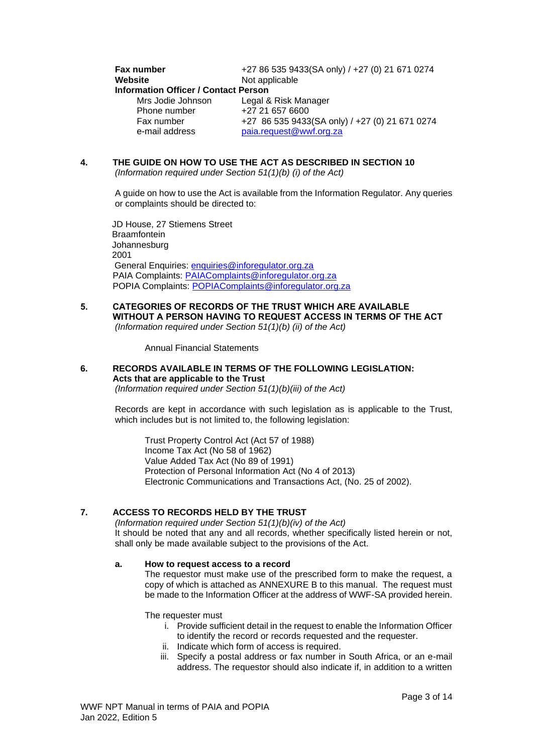**Fax number** +27 86 535 9433(SA only) / +27 (0) 21 671 0274
**Website** Not applicable

**Information Officer / Contact Person**

| | |
|---|---|
| Mrs Jodie Johnson | Legal & Risk Manager |
| Phone number | +27 21 657 6600 |
| Fax number | +27 86 535 9433(SA only) / +27 (0) 21 671 0274 |
| e-mail address | paia.request@wwf.org.za |

## 4. THE GUIDE ON HOW TO USE THE ACT AS DESCRIBED IN SECTION 10

*(Information required under Section 51(1)(b) (i) of the Act)*

A guide on how to use the Act is available from the Information Regulator. Any queries or complaints should be directed to:

JD House, 27 Stiemens Street
Braamfontein
Johannesburg
2001
General Enquiries: enquiries@inforegulator.org.za
PAIA Complaints: PAIAComplaints@inforegulator.org.za
POPIA Complaints: POPIAComplaints@inforegulator.org.za

## 5. CATEGORIES OF RECORDS OF THE TRUST WHICH ARE AVAILABLE WITHOUT A PERSON HAVING TO REQUEST ACCESS IN TERMS OF THE ACT

*(Information required under Section 51(1)(b) (ii) of the Act)*

Annual Financial Statements

## 6. RECORDS AVAILABLE IN TERMS OF THE FOLLOWING LEGISLATION: Acts that are applicable to the Trust

*(Information required under Section 51(1)(b)(iii) of the Act)*

Records are kept in accordance with such legislation as is applicable to the Trust, which includes but is not limited to, the following legislation:

Trust Property Control Act (Act 57 of 1988)
Income Tax Act (No 58 of 1962)
Value Added Tax Act (No 89 of 1991)
Protection of Personal Information Act (No 4 of 2013)
Electronic Communications and Transactions Act, (No. 25 of 2002).

## 7. ACCESS TO RECORDS HELD BY THE TRUST

*(Information required under Section 51(1)(b)(iv) of the Act)*
It should be noted that any and all records, whether specifically listed herein or not, shall only be made available subject to the provisions of the Act.

### a. How to request access to a record

The requestor must make use of the prescribed form to make the request, a copy of which is attached as ANNEXURE B to this manual. The request must be made to the Information Officer at the address of WWF-SA provided herein.

The requester must

i. Provide sufficient detail in the request to enable the Information Officer to identify the record or records requested and the requester.
ii. Indicate which form of access is required.
iii. Specify a postal address or fax number in South Africa, or an e-mail address. The requestor should also indicate if, in addition to a written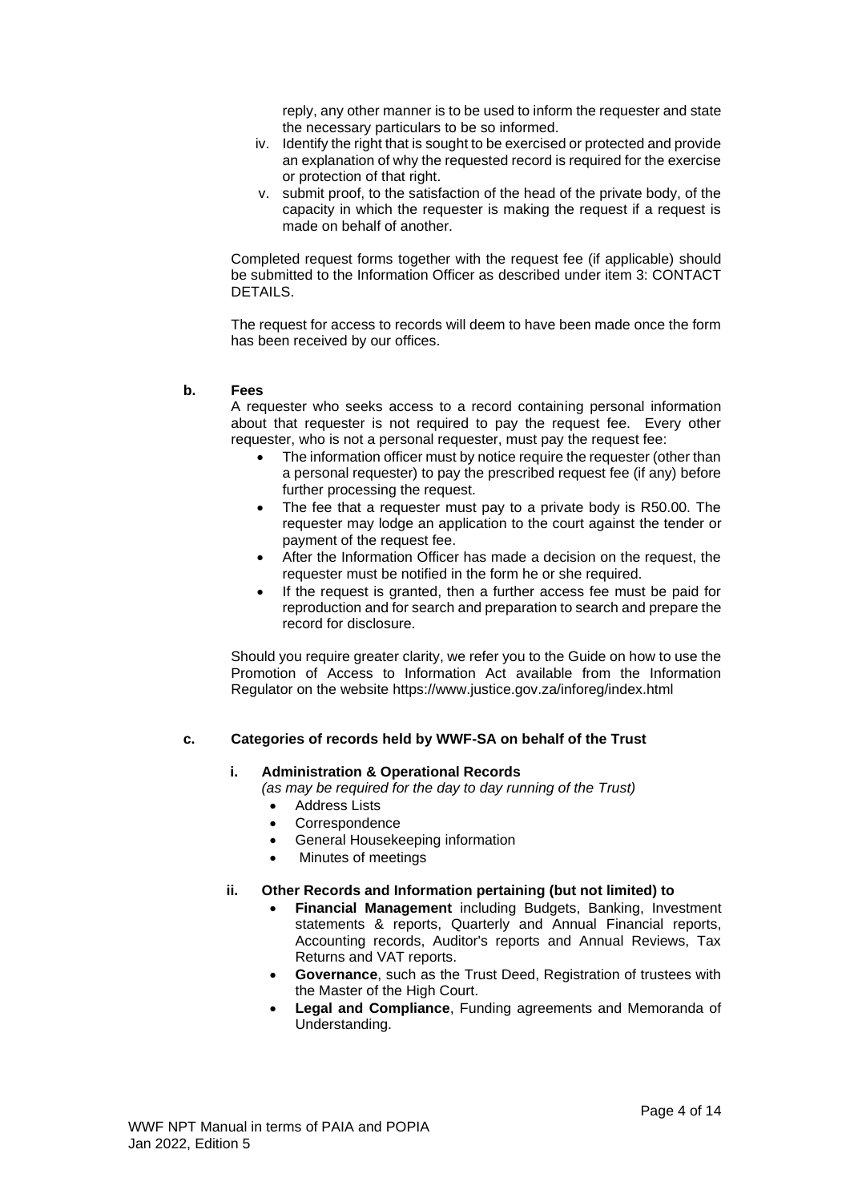reply, any other manner is to be used to inform the requester and state the necessary particulars to be so informed.

iv. Identify the right that is sought to be exercised or protected and provide an explanation of why the requested record is required for the exercise or protection of that right.

v. submit proof, to the satisfaction of the head of the private body, of the capacity in which the requester is making the request if a request is made on behalf of another.

Completed request forms together with the request fee (if applicable) should be submitted to the Information Officer as described under item 3: CONTACT DETAILS.

The request for access to records will deem to have been made once the form has been received by our offices.

### b. Fees

A requester who seeks access to a record containing personal information about that requester is not required to pay the request fee. Every other requester, who is not a personal requester, must pay the request fee:

- The information officer must by notice require the requester (other than a personal requester) to pay the prescribed request fee (if any) before further processing the request.
- The fee that a requester must pay to a private body is R50.00. The requester may lodge an application to the court against the tender or payment of the request fee.
- After the Information Officer has made a decision on the request, the requester must be notified in the form he or she required.
- If the request is granted, then a further access fee must be paid for reproduction and for search and preparation to search and prepare the record for disclosure.

Should you require greater clarity, we refer you to the Guide on how to use the Promotion of Access to Information Act available from the Information Regulator on the website https://www.justice.gov.za/inforeg/index.html

### c. Categories of records held by WWF-SA on behalf of the Trust

#### i. Administration & Operational Records

*(as may be required for the day to day running of the Trust)*

- Address Lists
- Correspondence
- General Housekeeping information
- Minutes of meetings

#### ii. Other Records and Information pertaining (but not limited) to

- **Financial Management** including Budgets, Banking, Investment statements & reports, Quarterly and Annual Financial reports, Accounting records, Auditor's reports and Annual Reviews, Tax Returns and VAT reports.
- **Governance**, such as the Trust Deed, Registration of trustees with the Master of the High Court.
- **Legal and Compliance**, Funding agreements and Memoranda of Understanding.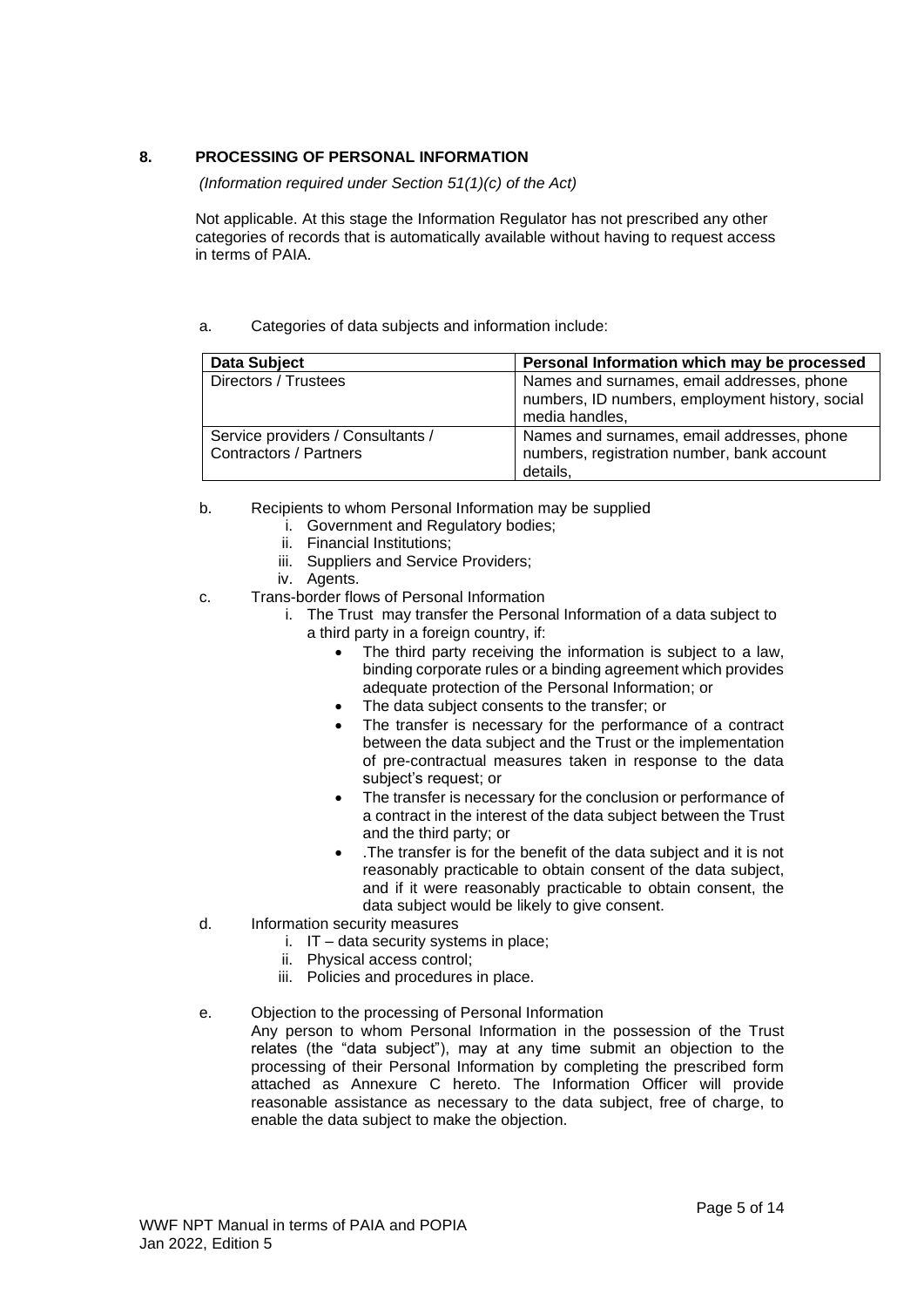## 8. PROCESSING OF PERSONAL INFORMATION

*(Information required under Section 51(1)(c) of the Act)*

Not applicable. At this stage the Information Regulator has not prescribed any other categories of records that is automatically available without having to request access in terms of PAIA.

a. Categories of data subjects and information include:

| Data Subject | Personal Information which may be processed |
|---|---|
| Directors / Trustees | Names and surnames, email addresses, phone numbers, ID numbers, employment history, social media handles, |
| Service providers / Consultants / Contractors / Partners | Names and surnames, email addresses, phone numbers, registration number, bank account details, |

b. Recipients to whom Personal Information may be supplied
   i. Government and Regulatory bodies;
   ii. Financial Institutions;
   iii. Suppliers and Service Providers;
   iv. Agents.

c. Trans-border flows of Personal Information
   i. The Trust may transfer the Personal Information of a data subject to a third party in a foreign country, if:
      - The third party receiving the information is subject to a law, binding corporate rules or a binding agreement which provides adequate protection of the Personal Information; or
      - The data subject consents to the transfer; or
      - The transfer is necessary for the performance of a contract between the data subject and the Trust or the implementation of pre-contractual measures taken in response to the data subject's request; or
      - The transfer is necessary for the conclusion or performance of a contract in the interest of the data subject between the Trust and the third party; or
      - .The transfer is for the benefit of the data subject and it is not reasonably practicable to obtain consent of the data subject, and if it were reasonably practicable to obtain consent, the data subject would be likely to give consent.

d. Information security measures
   i. IT – data security systems in place;
   ii. Physical access control;
   iii. Policies and procedures in place.

e. Objection to the processing of Personal Information

   Any person to whom Personal Information in the possession of the Trust relates (the "data subject"), may at any time submit an objection to the processing of their Personal Information by completing the prescribed form attached as Annexure C hereto. The Information Officer will provide reasonable assistance as necessary to the data subject, free of charge, to enable the data subject to make the objection.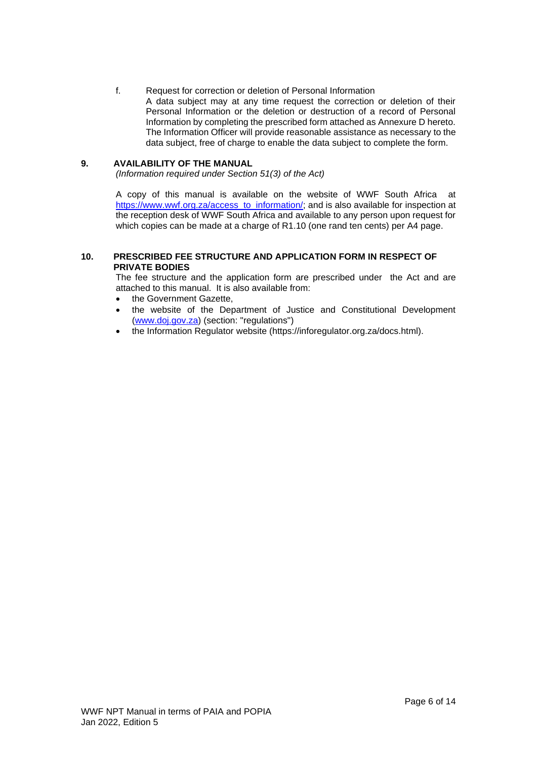f. Request for correction or deletion of Personal Information

A data subject may at any time request the correction or deletion of their Personal Information or the deletion or destruction of a record of Personal Information by completing the prescribed form attached as Annexure D hereto. The Information Officer will provide reasonable assistance as necessary to the data subject, free of charge to enable the data subject to complete the form.

## 9. AVAILABILITY OF THE MANUAL

*(Information required under Section 51(3) of the Act)*

A copy of this manual is available on the website of WWF South Africa at https://www.wwf.org.za/access_to_information/; and is also available for inspection at the reception desk of WWF South Africa and available to any person upon request for which copies can be made at a charge of R1.10 (one rand ten cents) per A4 page.

## 10. PRESCRIBED FEE STRUCTURE AND APPLICATION FORM IN RESPECT OF PRIVATE BODIES

The fee structure and the application form are prescribed under the Act and are attached to this manual. It is also available from:

- the Government Gazette,
- the website of the Department of Justice and Constitutional Development (www.doj.gov.za) (section: "regulations")
- the Information Regulator website (https://inforegulator.org.za/docs.html).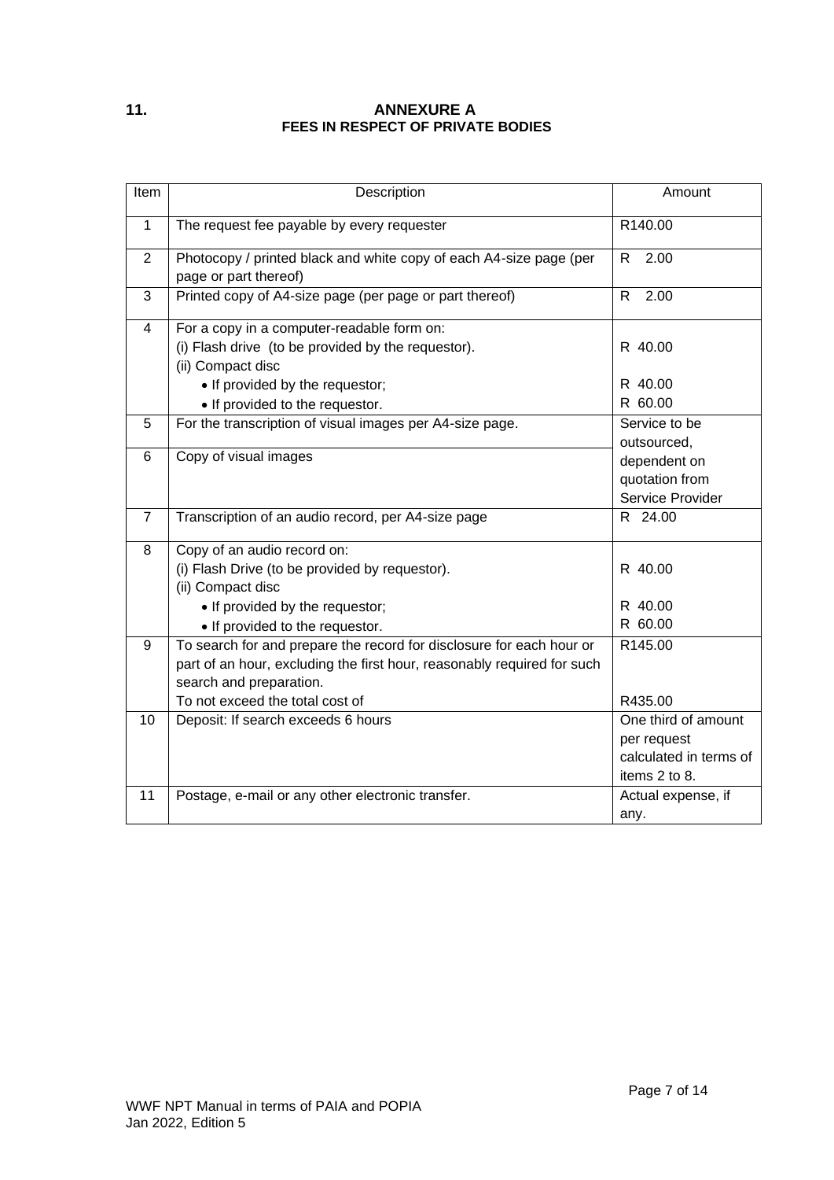## 11. ANNEXURE A
## FEES IN RESPECT OF PRIVATE BODIES

| Item | Description | Amount |
|---|---|---|
| 1 | The request fee payable by every requester | R140.00 |
| 2 | Photocopy / printed black and white copy of each A4-size page (per page or part thereof) | R 2.00 |
| 3 | Printed copy of A4-size page (per page or part thereof) | R 2.00 |
| 4 | For a copy in a computer-readable form on:<br>(i) Flash drive (to be provided by the requestor).<br>(ii) Compact disc<br>• If provided by the requestor;<br>• If provided to the requestor. | <br>R 40.00<br><br>R 40.00<br>R 60.00 |
| 5 | For the transcription of visual images per A4-size page. | Service to be outsourced, dependent on quotation from Service Provider |
| 6 | Copy of visual images | |
| 7 | Transcription of an audio record, per A4-size page | R 24.00 |
| 8 | Copy of an audio record on:<br>(i) Flash Drive (to be provided by requestor).<br>(ii) Compact disc<br>• If provided by the requestor;<br>• If provided to the requestor. | <br>R 40.00<br><br>R 40.00<br>R 60.00 |
| 9 | To search for and prepare the record for disclosure for each hour or part of an hour, excluding the first hour, reasonably required for such search and preparation.<br>To not exceed the total cost of | R145.00<br><br><br>R435.00 |
| 10 | Deposit: If search exceeds 6 hours | One third of amount per request calculated in terms of items 2 to 8. |
| 11 | Postage, e-mail or any other electronic transfer. | Actual expense, if any. |

WWF NPT Manual in terms of PAIA and POPIA
Jan 2022, Edition 5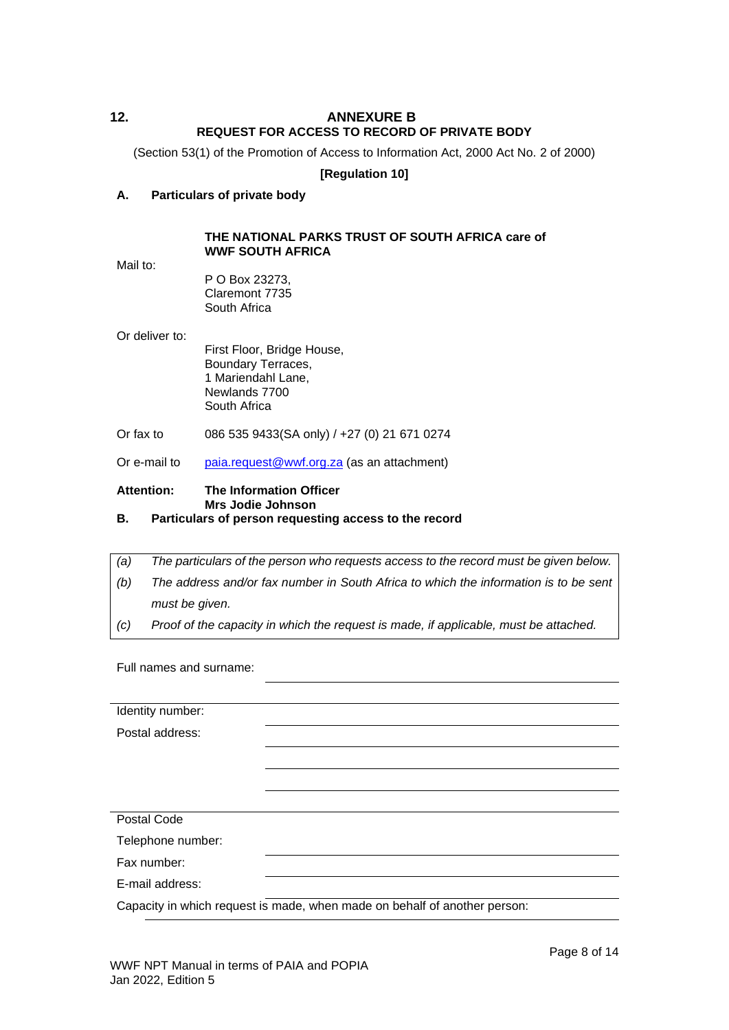## 12. ANNEXURE B
## REQUEST FOR ACCESS TO RECORD OF PRIVATE BODY

(Section 53(1) of the Promotion of Access to Information Act, 2000 Act No. 2 of 2000)

**[Regulation 10]**

### A. Particulars of private body

**THE NATIONAL PARKS TRUST OF SOUTH AFRICA care of WWF SOUTH AFRICA**

Mail to:

P O Box 23273,
Claremont 7735
South Africa

Or deliver to:

First Floor, Bridge House,
Boundary Terraces,
1 Mariendahl Lane,
Newlands 7700
South Africa

Or fax to 086 535 9433(SA only) / +27 (0) 21 671 0274

Or e-mail to paia.request@wwf.org.za (as an attachment)

**Attention: The Information Officer**
**Mrs Jodie Johnson**

### B. Particulars of person requesting access to the record

| | |
|---|---|
| *(a)* | *The particulars of the person who requests access to the record must be given below.* |
| *(b)* | *The address and/or fax number in South Africa to which the information is to be sent must be given.* |
| *(c)* | *Proof of the capacity in which the request is made, if applicable, must be attached.* |

Full names and surname: ______________________________

______________________________

Identity number: ______________________________

Postal address: ______________________________

______________________________

______________________________

______________________________

Postal Code ______________________________

Telephone number: ______________________________

Fax number: ______________________________

E-mail address: ______________________________

Capacity in which request is made, when made on behalf of another person:

______________________________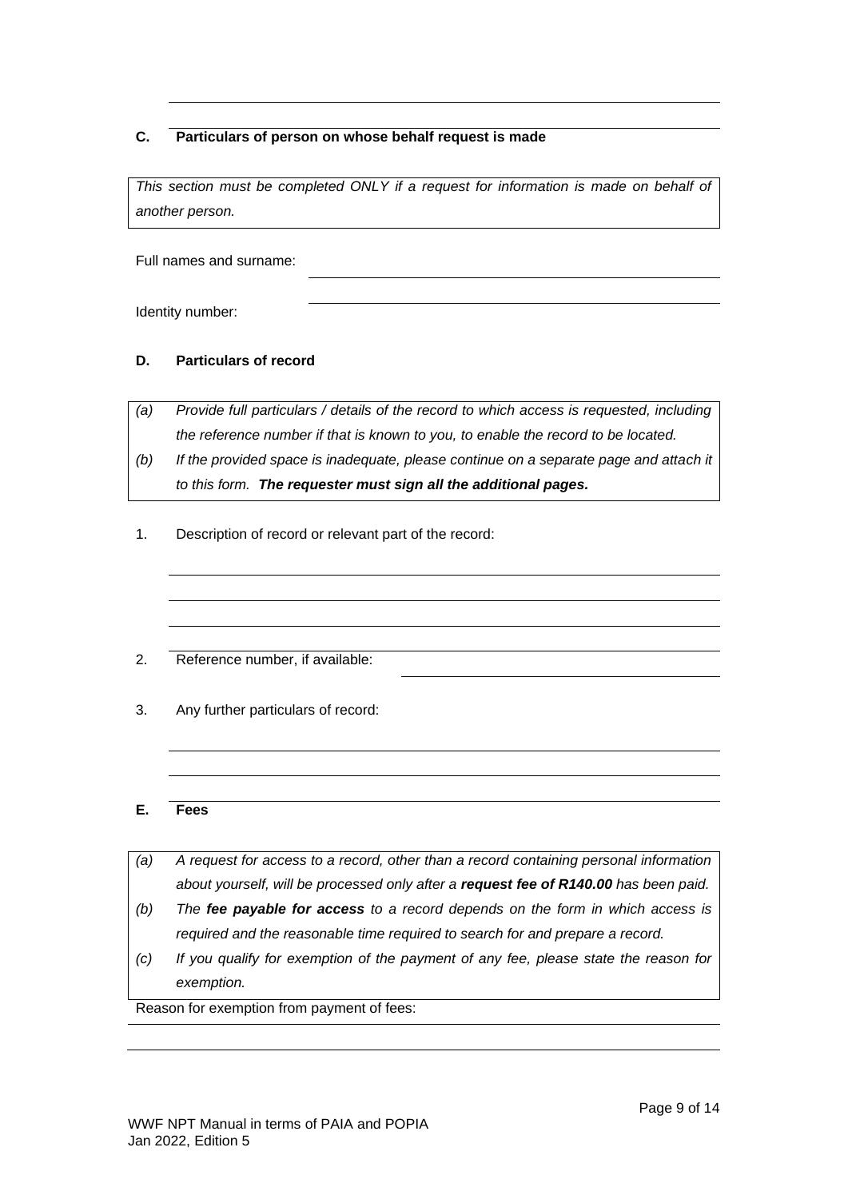## C. Particulars of person on whose behalf request is made

*This section must be completed ONLY if a request for information is made on behalf of another person.*

Full names and surname: \_\_\_\_\_\_\_\_\_\_\_\_\_\_\_\_\_\_\_\_\_\_\_\_\_\_\_\_\_\_

Identity number: \_\_\_\_\_\_\_\_\_\_\_\_\_\_\_\_\_\_\_\_\_\_\_\_\_\_\_\_\_\_

## D. Particulars of record

*(a) Provide full particulars / details of the record to which access is requested, including the reference number if that is known to you, to enable the record to be located.*

*(b) If the provided space is inadequate, please continue on a separate page and attach it to this form.* ***The requester must sign all the additional pages.***

1. Description of record or relevant part of the record:

\_\_\_\_\_\_\_\_\_\_\_\_\_\_\_\_\_\_\_\_\_\_\_\_\_\_\_\_\_\_\_\_\_\_\_\_\_\_\_\_\_\_\_\_\_\_\_\_\_\_\_\_\_\_\_\_

\_\_\_\_\_\_\_\_\_\_\_\_\_\_\_\_\_\_\_\_\_\_\_\_\_\_\_\_\_\_\_\_\_\_\_\_\_\_\_\_\_\_\_\_\_\_\_\_\_\_\_\_\_\_\_\_

\_\_\_\_\_\_\_\_\_\_\_\_\_\_\_\_\_\_\_\_\_\_\_\_\_\_\_\_\_\_\_\_\_\_\_\_\_\_\_\_\_\_\_\_\_\_\_\_\_\_\_\_\_\_\_\_

2. Reference number, if available: \_\_\_\_\_\_\_\_\_\_\_\_\_\_\_\_\_\_\_\_\_\_\_\_\_\_\_\_\_\_

3. Any further particulars of record:

\_\_\_\_\_\_\_\_\_\_\_\_\_\_\_\_\_\_\_\_\_\_\_\_\_\_\_\_\_\_\_\_\_\_\_\_\_\_\_\_\_\_\_\_\_\_\_\_\_\_\_\_\_\_\_\_

\_\_\_\_\_\_\_\_\_\_\_\_\_\_\_\_\_\_\_\_\_\_\_\_\_\_\_\_\_\_\_\_\_\_\_\_\_\_\_\_\_\_\_\_\_\_\_\_\_\_\_\_\_\_\_\_

## E. Fees

*(a) A request for access to a record, other than a record containing personal information about yourself, will be processed only after a* ***request fee of R140.00*** *has been paid.*

*(b) The* ***fee payable for access*** *to a record depends on the form in which access is required and the reasonable time required to search for and prepare a record.*

*(c) If you qualify for exemption of the payment of any fee, please state the reason for exemption.*

Reason for exemption from payment of fees:

\_\_\_\_\_\_\_\_\_\_\_\_\_\_\_\_\_\_\_\_\_\_\_\_\_\_\_\_\_\_\_\_\_\_\_\_\_\_\_\_\_\_\_\_\_\_\_\_\_\_\_\_\_\_\_\_

\_\_\_\_\_\_\_\_\_\_\_\_\_\_\_\_\_\_\_\_\_\_\_\_\_\_\_\_\_\_\_\_\_\_\_\_\_\_\_\_\_\_\_\_\_\_\_\_\_\_\_\_\_\_\_\_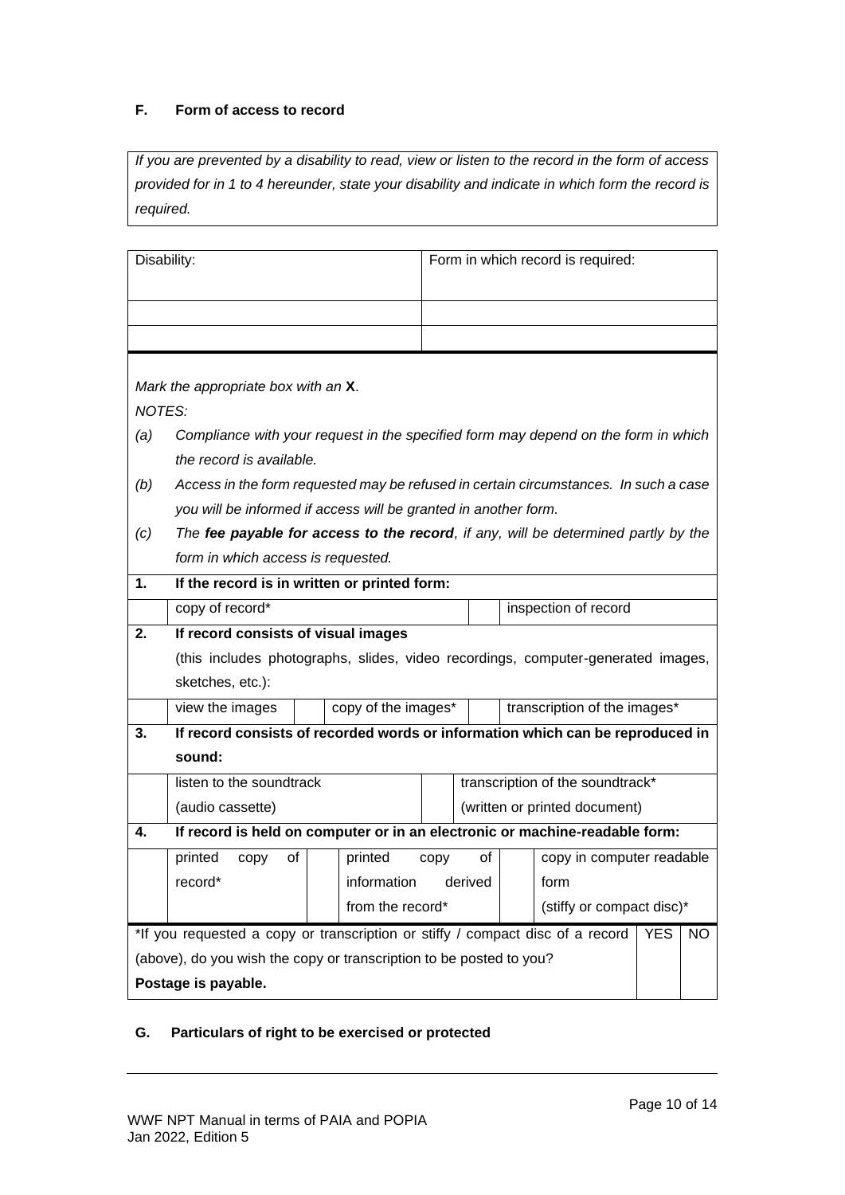**F. Form of access to record**

*If you are prevented by a disability to read, view or listen to the record in the form of access provided for in 1 to 4 hereunder, state your disability and indicate in which form the record is required.*

| Disability: | Form in which record is required: |
|---|---|
| | |
| | |

*Mark the appropriate box with an* **X**.

*NOTES:*

*(a) Compliance with your request in the specified form may depend on the form in which the record is available.*

*(b) Access in the form requested may be refused in certain circumstances. In such a case you will be informed if access will be granted in another form.*

*(c) The* ***fee payable for access to the record****, if any, will be determined partly by the form in which access is requested.*

| | | | | | |
|---|---|---|---|---|---|
| **1.** | **If the record is in written or printed form:** | | | | |
| | copy of record* | | inspection of record | | |
| **2.** | **If record consists of visual images** (this includes photographs, slides, video recordings, computer-generated images, sketches, etc.): | | | | |
| | view the images | | copy of the images* | | transcription of the images* |
| **3.** | **If record consists of recorded words or information which can be reproduced in sound:** | | | | |
| | listen to the soundtrack (audio cassette) | | transcription of the soundtrack* (written or printed document) | | |
| **4.** | **If record is held on computer or in an electronic or machine-readable form:** | | | | |
| | printed copy of record* | | printed copy of information derived from the record* | | copy in computer readable form (stiffy or compact disc)* |

| *If you requested a copy or transcription or stiffy / compact disc of a record (above), do you wish the copy or transcription to be posted to you? **Postage is payable.** | YES | NO |
|---|---|---|
| | | |

**G. Particulars of right to be exercised or protected**

WWF NPT Manual in terms of PAIA and POPIA
Jan 2022, Edition 5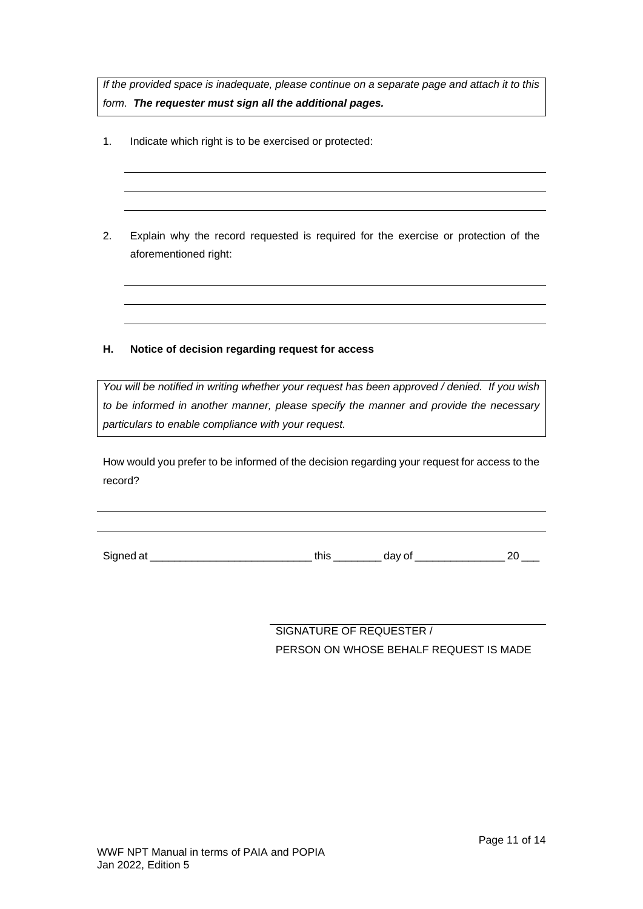*If the provided space is inadequate, please continue on a separate page and attach it to this form.* ***The requester must sign all the additional pages.***

1. Indicate which right is to be exercised or protected:

___________________________________________________________________________

___________________________________________________________________________

___________________________________________________________________________

2. Explain why the record requested is required for the exercise or protection of the aforementioned right:

___________________________________________________________________________

___________________________________________________________________________

___________________________________________________________________________

**H. Notice of decision regarding request for access**

*You will be notified in writing whether your request has been approved / denied. If you wish to be informed in another manner, please specify the manner and provide the necessary particulars to enable compliance with your request.*

How would you prefer to be informed of the decision regarding your request for access to the record?

___________________________________________________________________________

___________________________________________________________________________

Signed at ____________________________ this ________ day of _______________ 20 ___

_______________________________________

SIGNATURE OF REQUESTER /
PERSON ON WHOSE BEHALF REQUEST IS MADE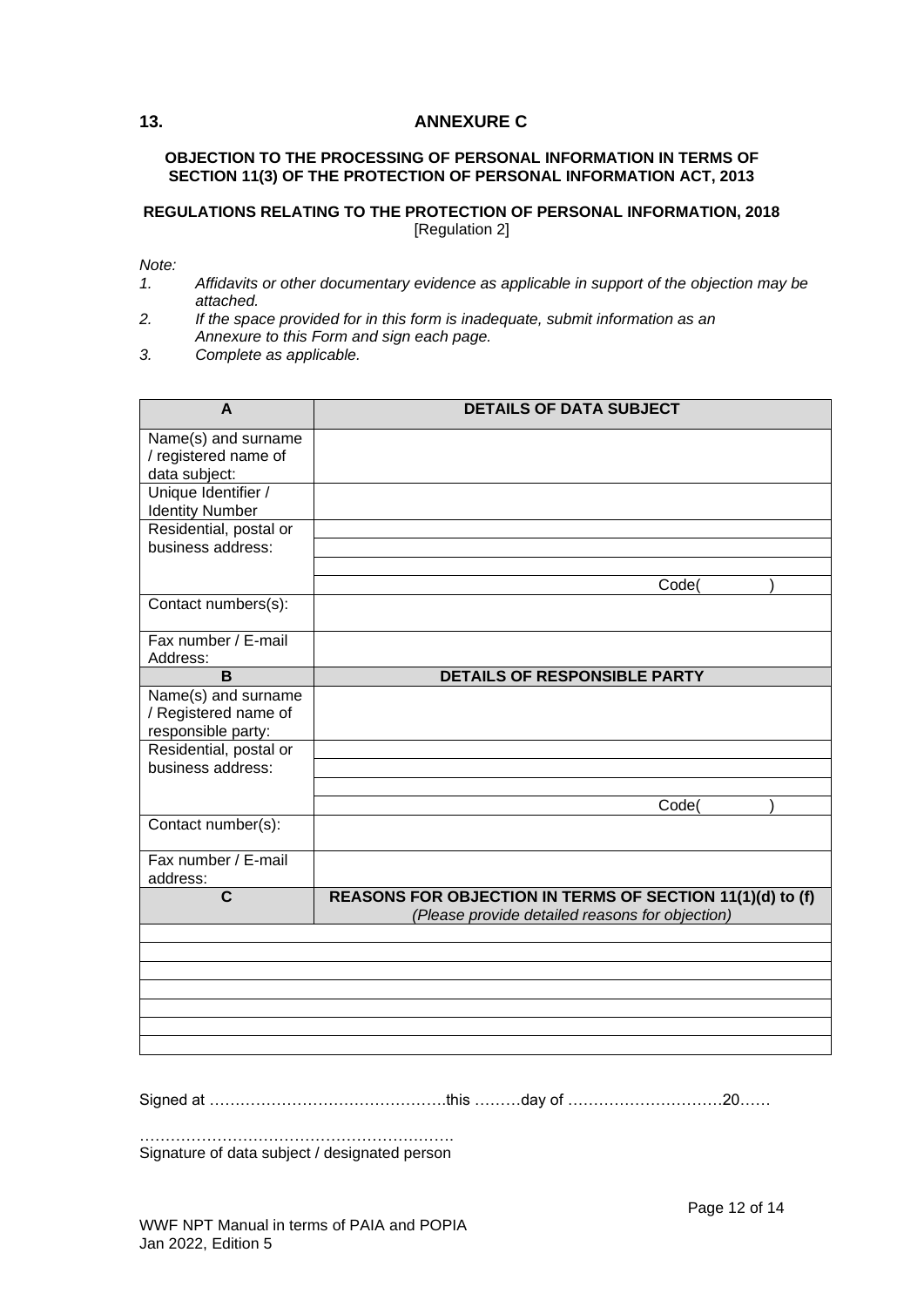## 13. ANNEXURE C

**OBJECTION TO THE PROCESSING OF PERSONAL INFORMATION IN TERMS OF SECTION 11(3) OF THE PROTECTION OF PERSONAL INFORMATION ACT, 2013**

**REGULATIONS RELATING TO THE PROTECTION OF PERSONAL INFORMATION, 2018**
[Regulation 2]

*Note:*

1. *Affidavits or other documentary evidence as applicable in support of the objection may be attached.*
2. *If the space provided for in this form is inadequate, submit information as an Annexure to this Form and sign each page.*
3. *Complete as applicable.*

| **A** | **DETAILS OF DATA SUBJECT** |
|---|---|
| Name(s) and surname / registered name of data subject: | |
| Unique Identifier / Identity Number | |
| Residential, postal or business address: | |
| | |
| | |
| | Code( ) |
| Contact numbers(s): | |
| Fax number / E-mail Address: | |
| **B** | **DETAILS OF RESPONSIBLE PARTY** |
| Name(s) and surname / Registered name of responsible party: | |
| Residential, postal or business address: | |
| | |
| | |
| | Code( ) |
| Contact number(s): | |
| Fax number / E-mail address: | |
| **C** | **REASONS FOR OBJECTION IN TERMS OF SECTION 11(1)(d) to (f)** *(Please provide detailed reasons for objection)* |
| | |
| | |
| | |
| | |
| | |
| | |
| | |

Signed at ……………………………………….this ………day of …………………………20……

…………………………………………………….
Signature of data subject / designated person

WWF NPT Manual in terms of PAIA and POPIA
Jan 2022, Edition 5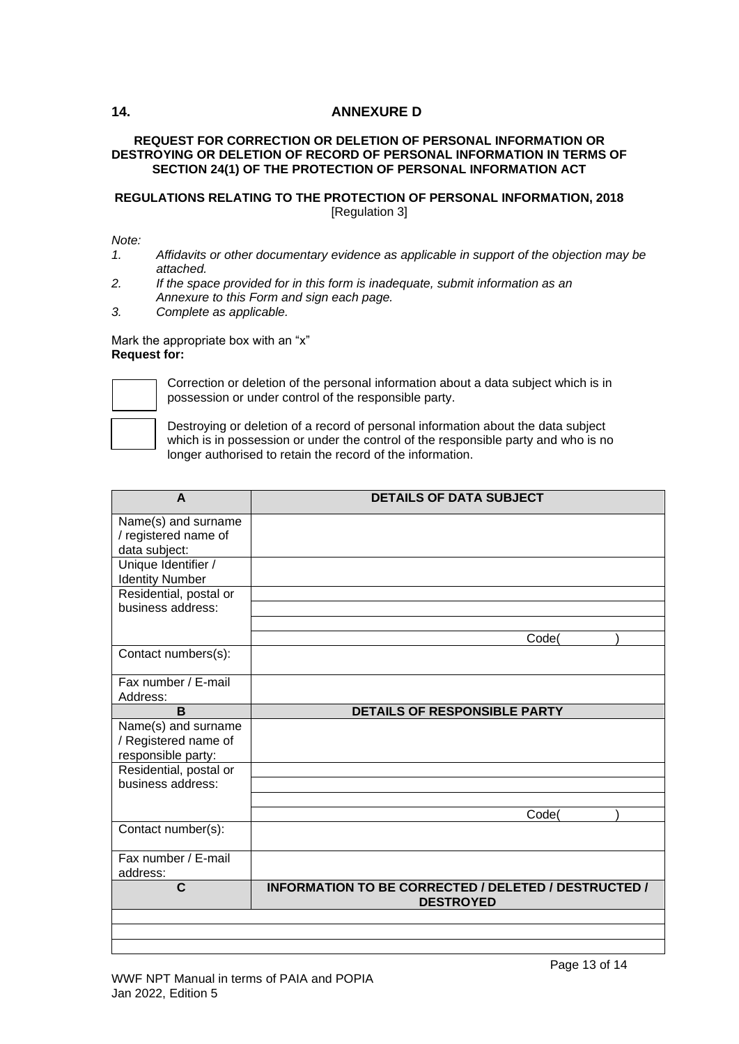## 14. ANNEXURE D

**REQUEST FOR CORRECTION OR DELETION OF PERSONAL INFORMATION OR DESTROYING OR DELETION OF RECORD OF PERSONAL INFORMATION IN TERMS OF SECTION 24(1) OF THE PROTECTION OF PERSONAL INFORMATION ACT**

**REGULATIONS RELATING TO THE PROTECTION OF PERSONAL INFORMATION, 2018**
[Regulation 3]

*Note:*

1. *Affidavits or other documentary evidence as applicable in support of the objection may be attached.*
2. *If the space provided for in this form is inadequate, submit information as an Annexure to this Form and sign each page.*
3. *Complete as applicable.*

Mark the appropriate box with an "x"
**Request for:**

☐ Correction or deletion of the personal information about a data subject which is in possession or under control of the responsible party.

☐ Destroying or deletion of a record of personal information about the data subject which is in possession or under the control of the responsible party and who is no longer authorised to retain the record of the information.

| **A** | **DETAILS OF DATA SUBJECT** |
|---|---|
| Name(s) and surname / registered name of data subject: | |
| Unique Identifier / Identity Number | |
| Residential, postal or business address: | |
| | |
| | |
| | Code( ) |
| Contact numbers(s): | |
| Fax number / E-mail Address: | |
| **B** | **DETAILS OF RESPONSIBLE PARTY** |
| Name(s) and surname / Registered name of responsible party: | |
| Residential, postal or business address: | |
| | |
| | |
| | Code( ) |
| Contact number(s): | |
| Fax number / E-mail address: | |
| **C** | **INFORMATION TO BE CORRECTED / DELETED / DESTRUCTED / DESTROYED** |
| | |
| | |
| | |

WWF NPT Manual in terms of PAIA and POPIA
Jan 2022, Edition 5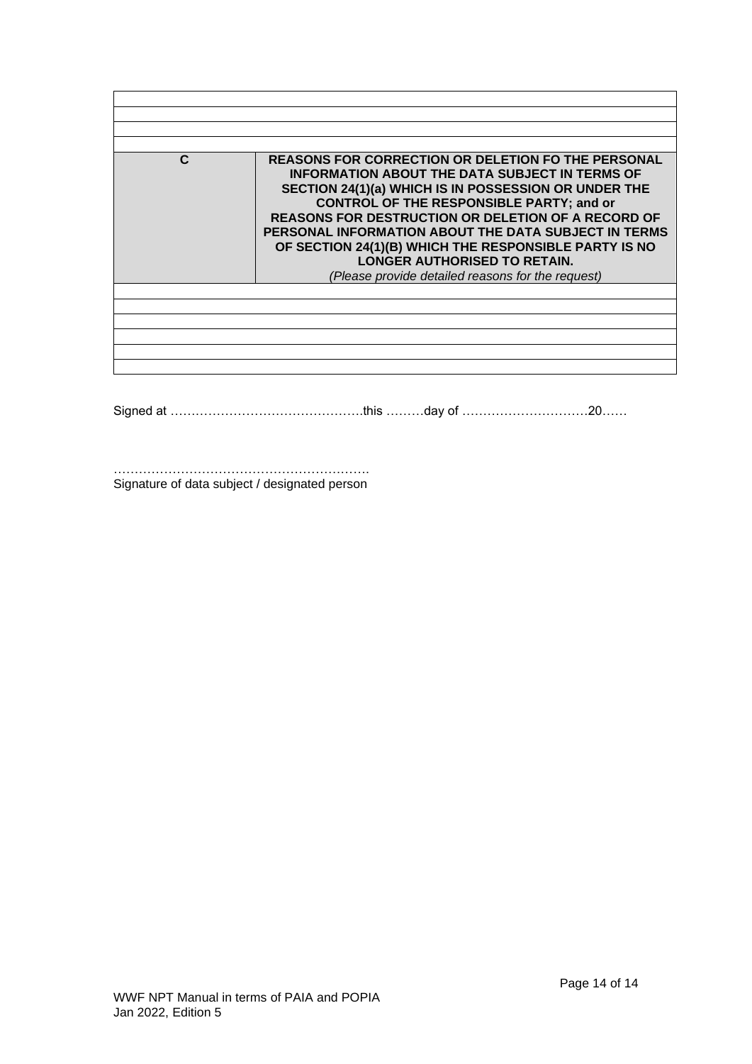| | |
|---|---|
| | |
| | |
| | |
| | |
| **C** | **REASONS FOR CORRECTION OR DELETION FO THE PERSONAL INFORMATION ABOUT THE DATA SUBJECT IN TERMS OF SECTION 24(1)(a) WHICH IS IN POSSESSION OR UNDER THE CONTROL OF THE RESPONSIBLE PARTY; and or REASONS FOR DESTRUCTION OR DELETION OF A RECORD OF PERSONAL INFORMATION ABOUT THE DATA SUBJECT IN TERMS OF SECTION 24(1)(B) WHICH THE RESPONSIBLE PARTY IS NO LONGER AUTHORISED TO RETAIN.** *(Please provide detailed reasons for the request)* |
| | |
| | |
| | |
| | |
| | |
| | |

Signed at …………………………………….this ………day of …………………………20……

…………………………………………………….
Signature of data subject / designated person

WWF NPT Manual in terms of PAIA and POPIA
Jan 2022, Edition 5